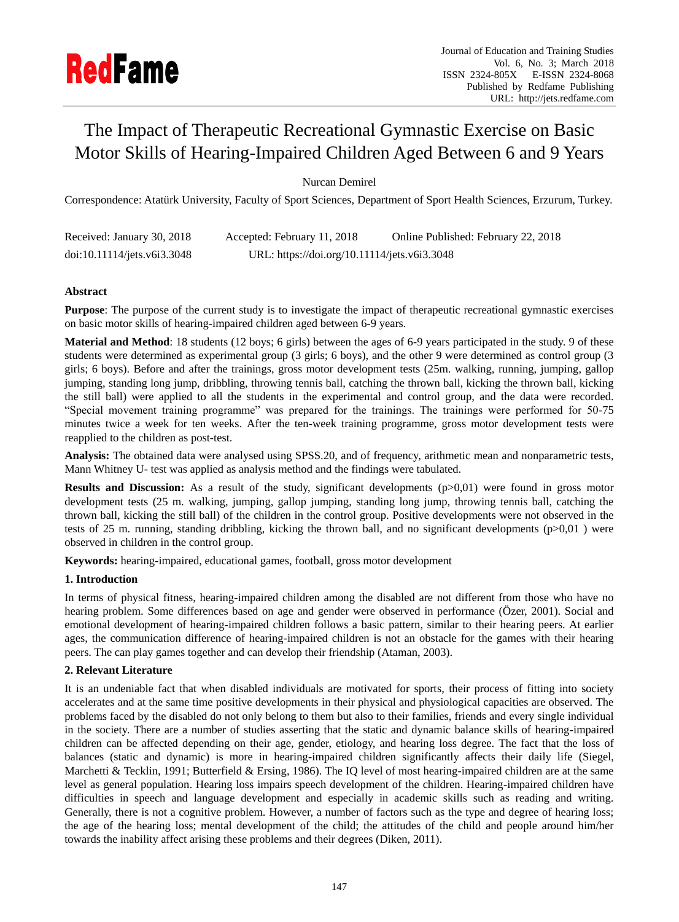# The Impact of Therapeutic Recreational Gymnastic Exercise on Basic Motor Skills of Hearing-Impaired Children Aged Between 6 and 9 Years

Nurcan Demirel

Correspondence: Atatürk University, Faculty of Sport Sciences, Department of Sport Health Sciences, Erzurum, Turkey.

Received: January 30, 2018 Accepted: February 11, 2018 Online Published: February 22, 2018

doi:10.11114/jets.v6i3.3048 URL: https://doi.org/10.11114/jets.v6i3.3048

**Abstract**

**Purpose**: The purpose of the current study is to investigate the impact of therapeutic recreational gymnastic exercises on basic motor skills of hearing-impaired children aged between 6-9 years.

**Material and Method**: 18 students (12 boys; 6 girls) between the ages of 6-9 years participated in the study. 9 of these students were determined as experimental group (3 girls; 6 boys), and the other 9 were determined as control group (3 girls; 6 boys). Before and after the trainings, gross motor development tests (25m. walking, running, jumping, gallop jumping, standing long jump, dribbling, throwing tennis ball, catching the thrown ball, kicking the thrown ball, kicking the still ball) were applied to all the students in the experimental and control group, and the data were recorded. "Special movement training programme" was prepared for the trainings. The trainings were performed for 50-75 minutes twice a week for ten weeks. After the ten-week training programme, gross motor development tests were reapplied to the children as post-test.

**Analysis:** The obtained data were analysed using SPSS.20, and of frequency, arithmetic mean and nonparametric tests, Mann Whitney U- test was applied as analysis method and the findings were tabulated.

**Results and Discussion:** As a result of the study, significant developments ($p>0{,}01$) were found in gross motor development tests (25 m. walking, jumping, gallop jumping, standing long jump, throwing tennis ball, catching the thrown ball, kicking the still ball) of the children in the control group. Positive developments were not observed in the tests of 25 m. running, standing dribbling, kicking the thrown ball, and no significant developments ($p>0{,}01$ ) were observed in children in the control group.

**Keywords:** hearing-impaired, educational games, football, gross motor development

## 1. Introduction

In terms of physical fitness, hearing-impaired children among the disabled are not different from those who have no hearing problem. Some differences based on age and gender were observed in performance (Özer, 2001). Social and emotional development of hearing-impaired children follows a basic pattern, similar to their hearing peers. At earlier ages, the communication difference of hearing-impaired children is not an obstacle for the games with their hearing peers. The can play games together and can develop their friendship (Ataman, 2003).

## 2. Relevant Literature

It is an undeniable fact that when disabled individuals are motivated for sports, their process of fitting into society accelerates and at the same time positive developments in their physical and physiological capacities are observed. The problems faced by the disabled do not only belong to them but also to their families, friends and every single individual in the society. There are a number of studies asserting that the static and dynamic balance skills of hearing-impaired children can be affected depending on their age, gender, etiology, and hearing loss degree. The fact that the loss of balances (static and dynamic) is more in hearing-impaired children significantly affects their daily life (Siegel, Marchetti & Tecklin, 1991; Butterfield & Ersing, 1986). The IQ level of most hearing-impaired children are at the same level as general population. Hearing loss impairs speech development of the children. Hearing-impaired children have difficulties in speech and language development and especially in academic skills such as reading and writing. Generally, there is not a cognitive problem. However, a number of factors such as the type and degree of hearing loss; the age of the hearing loss; mental development of the child; the attitudes of the child and people around him/her towards the inability affect arising these problems and their degrees (Diken, 2011).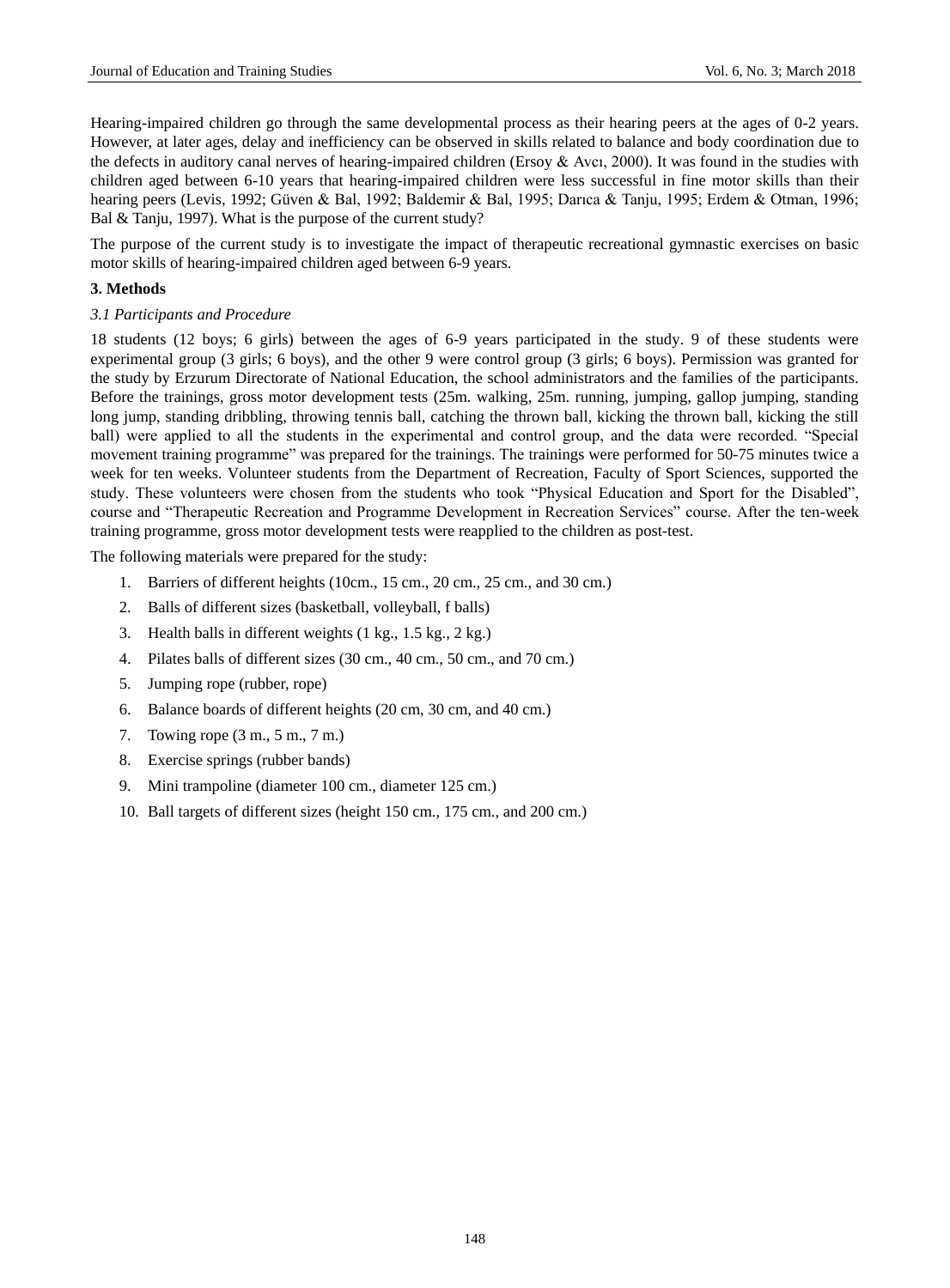Hearing-impaired children go through the same developmental process as their hearing peers at the ages of 0-2 years. However, at later ages, delay and inefficiency can be observed in skills related to balance and body coordination due to the defects in auditory canal nerves of hearing-impaired children (Ersoy & Avcı, 2000). It was found in the studies with children aged between 6-10 years that hearing-impaired children were less successful in fine motor skills than their hearing peers (Levis, 1992; Güven & Bal, 1992; Baldemir & Bal, 1995; Darıca & Tanju, 1995; Erdem & Otman, 1996; Bal & Tanju, 1997). What is the purpose of the current study?

The purpose of the current study is to investigate the impact of therapeutic recreational gymnastic exercises on basic motor skills of hearing-impaired children aged between 6-9 years.

## 3. Methods

### *3.1 Participants and Procedure*

18 students (12 boys; 6 girls) between the ages of 6-9 years participated in the study. 9 of these students were experimental group (3 girls; 6 boys), and the other 9 were control group (3 girls; 6 boys). Permission was granted for the study by Erzurum Directorate of National Education, the school administrators and the families of the participants. Before the trainings, gross motor development tests (25m. walking, 25m. running, jumping, gallop jumping, standing long jump, standing dribbling, throwing tennis ball, catching the thrown ball, kicking the thrown ball, kicking the still ball) were applied to all the students in the experimental and control group, and the data were recorded. "Special movement training programme" was prepared for the trainings. The trainings were performed for 50-75 minutes twice a week for ten weeks. Volunteer students from the Department of Recreation, Faculty of Sport Sciences, supported the study. These volunteers were chosen from the students who took "Physical Education and Sport for the Disabled", course and "Therapeutic Recreation and Programme Development in Recreation Services" course. After the ten-week training programme, gross motor development tests were reapplied to the children as post-test.

The following materials were prepared for the study:

1. Barriers of different heights (10cm., 15 cm., 20 cm., 25 cm., and 30 cm.)
2. Balls of different sizes (basketball, volleyball, f balls)
3. Health balls in different weights (1 kg., 1.5 kg., 2 kg.)
4. Pilates balls of different sizes (30 cm., 40 cm., 50 cm., and 70 cm.)
5. Jumping rope (rubber, rope)
6. Balance boards of different heights (20 cm, 30 cm, and 40 cm.)
7. Towing rope (3 m., 5 m., 7 m.)
8. Exercise springs (rubber bands)
9. Mini trampoline (diameter 100 cm., diameter 125 cm.)
10. Ball targets of different sizes (height 150 cm., 175 cm., and 200 cm.)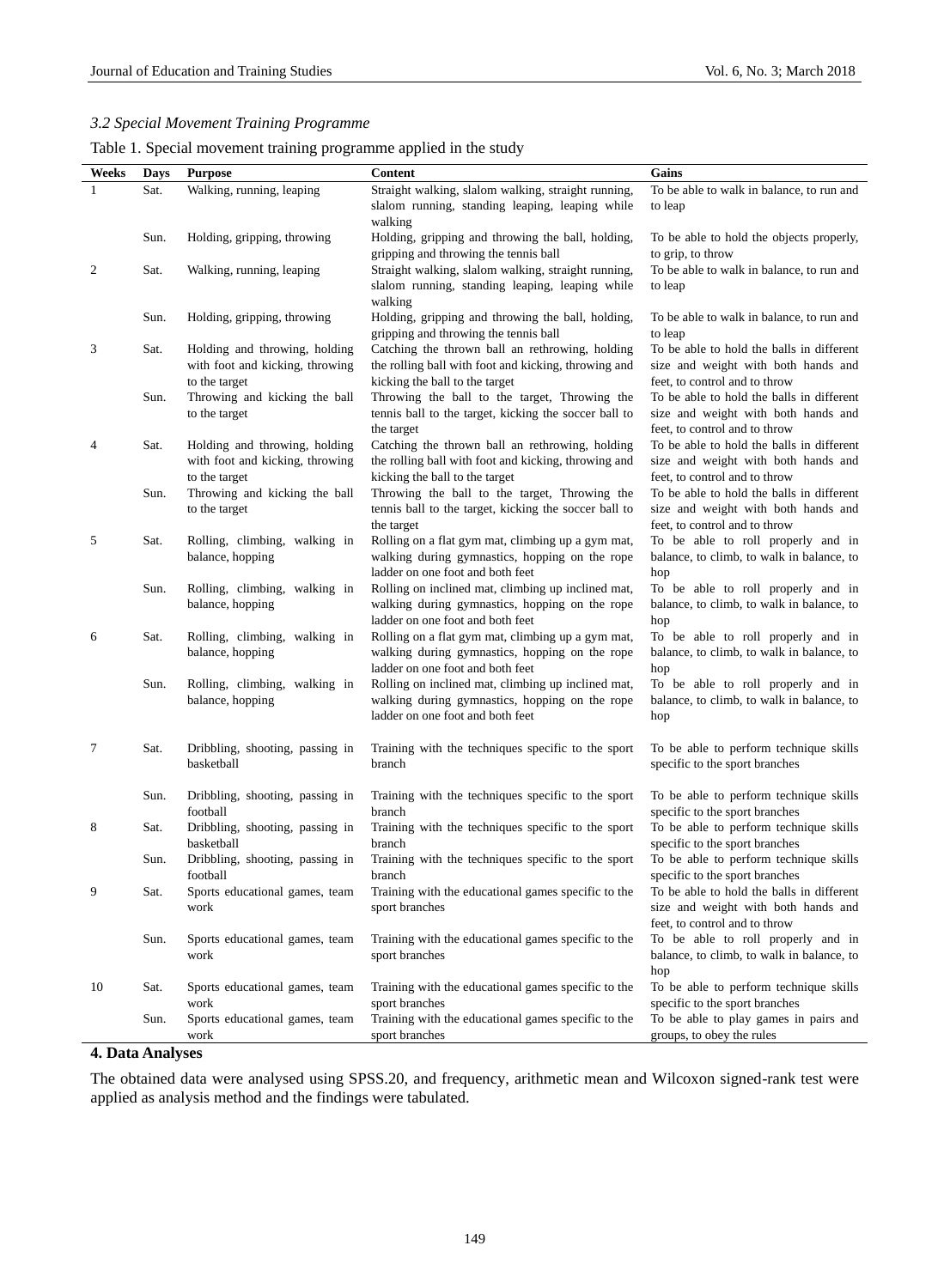### 3.2 Special Movement Training Programme

Table 1. Special movement training programme applied in the study

| Weeks | Days | Purpose | Content | Gains |
|---|---|---|---|---|
| 1 | Sat. | Walking, running, leaping | Straight walking, slalom walking, straight running, slalom running, standing leaping, leaping while walking | To be able to walk in balance, to run and to leap |
| | Sun. | Holding, gripping, throwing | Holding, gripping and throwing the ball, holding, gripping and throwing the tennis ball | To be able to hold the objects properly, to grip, to throw |
| 2 | Sat. | Walking, running, leaping | Straight walking, slalom walking, straight running, slalom running, standing leaping, leaping while walking | To be able to walk in balance, to run and to leap |
| | Sun. | Holding, gripping, throwing | Holding, gripping and throwing the ball, holding, gripping and throwing the tennis ball | To be able to walk in balance, to run and to leap |
| 3 | Sat. | Holding and throwing, holding with foot and kicking, throwing to the target | Catching the thrown ball an rethrowing, holding the rolling ball with foot and kicking, throwing and kicking the ball to the target | To be able to hold the balls in different size and weight with both hands and feet, to control and to throw |
| | Sun. | Throwing and kicking the ball to the target | Throwing the ball to the target, Throwing the tennis ball to the target, kicking the soccer ball to the target | To be able to hold the balls in different size and weight with both hands and feet, to control and to throw |
| 4 | Sat. | Holding and throwing, holding with foot and kicking, throwing to the target | Catching the thrown ball an rethrowing, holding the rolling ball with foot and kicking, throwing and kicking the ball to the target | To be able to hold the balls in different size and weight with both hands and feet, to control and to throw |
| | Sun. | Throwing and kicking the ball to the target | Throwing the ball to the target, Throwing the tennis ball to the target, kicking the soccer ball to the target | To be able to hold the balls in different size and weight with both hands and feet, to control and to throw |
| 5 | Sat. | Rolling, climbing, walking in balance, hopping | Rolling on a flat gym mat, climbing up a gym mat, walking during gymnastics, hopping on the rope ladder on one foot and both feet | To be able to roll properly and in balance, to climb, to walk in balance, to hop |
| | Sun. | Rolling, climbing, walking in balance, hopping | Rolling on inclined mat, climbing up inclined mat, walking during gymnastics, hopping on the rope ladder on one foot and both feet | To be able to roll properly and in balance, to climb, to walk in balance, to hop |
| 6 | Sat. | Rolling, climbing, walking in balance, hopping | Rolling on a flat gym mat, climbing up a gym mat, walking during gymnastics, hopping on the rope ladder on one foot and both feet | To be able to roll properly and in balance, to climb, to walk in balance, to hop |
| | Sun. | Rolling, climbing, walking in balance, hopping | Rolling on inclined mat, climbing up inclined mat, walking during gymnastics, hopping on the rope ladder on one foot and both feet | To be able to roll properly and in balance, to climb, to walk in balance, to hop |
| 7 | Sat. | Dribbling, shooting, passing in basketball | Training with the techniques specific to the sport branch | To be able to perform technique skills specific to the sport branches |
| | Sun. | Dribbling, shooting, passing in football | Training with the techniques specific to the sport branch | To be able to perform technique skills specific to the sport branches |
| 8 | Sat. | Dribbling, shooting, passing in basketball | Training with the techniques specific to the sport branch | To be able to perform technique skills specific to the sport branches |
| | Sun. | Dribbling, shooting, passing in football | Training with the techniques specific to the sport branch | To be able to perform technique skills specific to the sport branches |
| 9 | Sat. | Sports educational games, team work | Training with the educational games specific to the sport branches | To be able to hold the balls in different size and weight with both hands and feet, to control and to throw |
| | Sun. | Sports educational games, team work | Training with the educational games specific to the sport branches | To be able to roll properly and in balance, to climb, to walk in balance, to hop |
| 10 | Sat. | Sports educational games, team work | Training with the educational games specific to the sport branches | To be able to perform technique skills specific to the sport branches |
| | Sun. | Sports educational games, team work | Training with the educational games specific to the sport branches | To be able to play games in pairs and groups, to obey the rules |

## 4. Data Analyses

The obtained data were analysed using SPSS.20, and frequency, arithmetic mean and Wilcoxon signed-rank test were applied as analysis method and the findings were tabulated.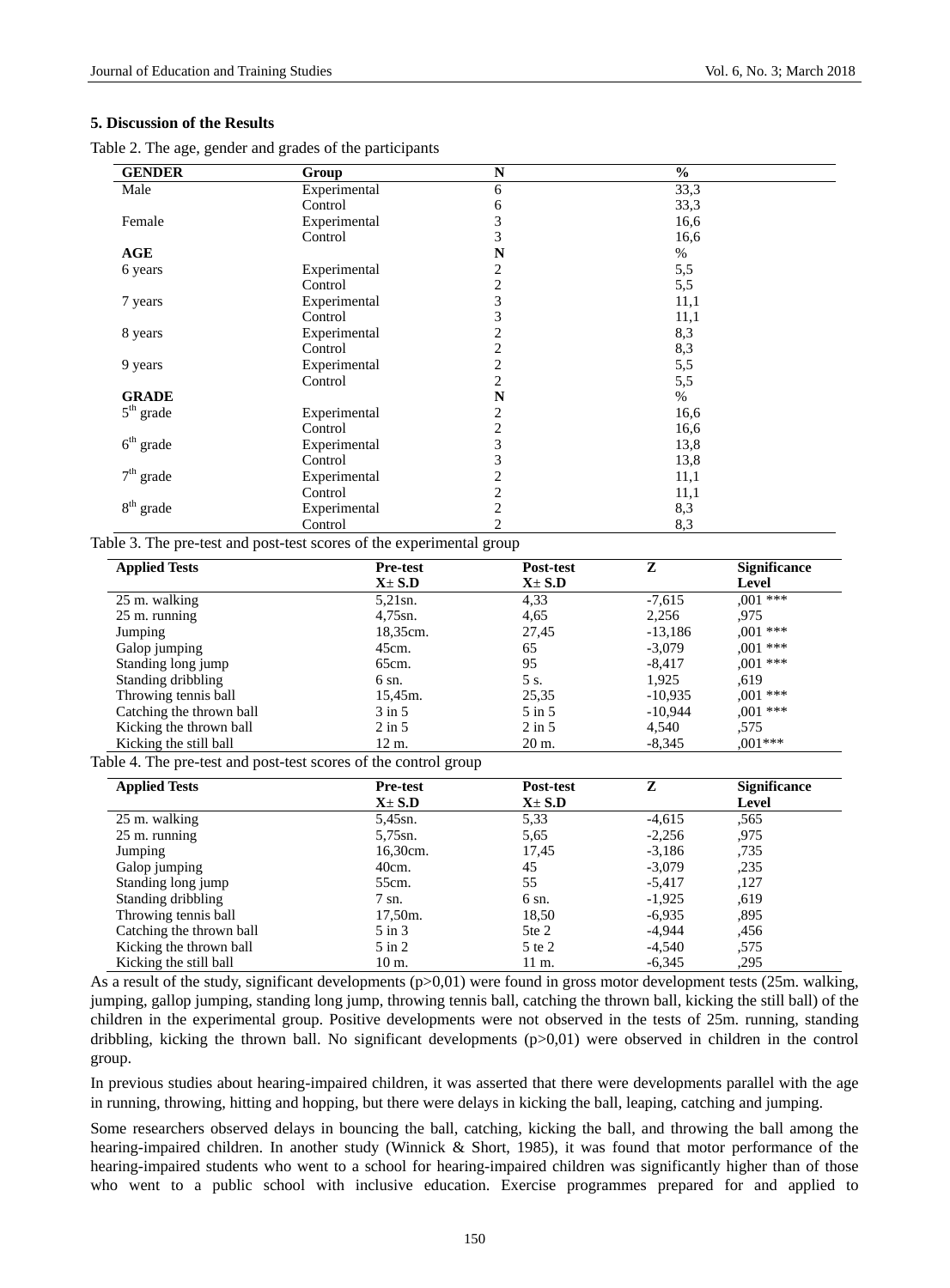## 5. Discussion of the Results

Table 2. The age, gender and grades of the participants

| GENDER | Group | N | % |
|---|---|---|---|
| Male | Experimental | 6 | 33,3 |
| | Control | 6 | 33,3 |
| Female | Experimental | 3 | 16,6 |
| | Control | 3 | 16,6 |
| **AGE** | | **N** | % |
| 6 years | Experimental | 2 | 5,5 |
| | Control | 2 | 5,5 |
| 7 years | Experimental | 3 | 11,1 |
| | Control | 3 | 11,1 |
| 8 years | Experimental | 2 | 8,3 |
| | Control | 2 | 8,3 |
| 9 years | Experimental | 2 | 5,5 |
| | Control | 2 | 5,5 |
| **GRADE** | | **N** | % |
| 5th grade | Experimental | 2 | 16,6 |
| | Control | 2 | 16,6 |
| 6th grade | Experimental | 3 | 13,8 |
| | Control | 3 | 13,8 |
| 7th grade | Experimental | 2 | 11,1 |
| | Control | 2 | 11,1 |
| 8th grade | Experimental | 2 | 8,3 |
| | Control | 2 | 8,3 |

Table 3. The pre-test and post-test scores of the experimental group

| Applied Tests | Pre-test X± S.D | Post-test X± S.D | Z | Significance Level |
|---|---|---|---|---|
| 25 m. walking | 5,21sn. | 4,33 | -7,615 | ,001 *** |
| 25 m. running | 4,75sn. | 4,65 | 2,256 | ,975 |
| Jumping | 18,35cm. | 27,45 | -13,186 | ,001 *** |
| Galop jumping | 45cm. | 65 | -3,079 | ,001 *** |
| Standing long jump | 65cm. | 95 | -8,417 | ,001 *** |
| Standing dribbling | 6 sn. | 5 s. | 1,925 | ,619 |
| Throwing tennis ball | 15,45m. | 25,35 | -10,935 | ,001 *** |
| Catching the thrown ball | 3 in 5 | 5 in 5 | -10,944 | ,001 *** |
| Kicking the thrown ball | 2 in 5 | 2 in 5 | 4,540 | ,575 |
| Kicking the still ball | 12 m. | 20 m. | -8,345 | ,001*** |

Table 4. The pre-test and post-test scores of the control group

| Applied Tests | Pre-test X± S.D | Post-test X± S.D | Z | Significance Level |
|---|---|---|---|---|
| 25 m. walking | 5,45sn. | 5,33 | -4,615 | ,565 |
| 25 m. running | 5,75sn. | 5,65 | -2,256 | ,975 |
| Jumping | 16,30cm. | 17,45 | -3,186 | ,735 |
| Galop jumping | 40cm. | 45 | -3,079 | ,235 |
| Standing long jump | 55cm. | 55 | -5,417 | ,127 |
| Standing dribbling | 7 sn. | 6 sn. | -1,925 | ,619 |
| Throwing tennis ball | 17,50m. | 18,50 | -6,935 | ,895 |
| Catching the thrown ball | 5 in 3 | 5te 2 | -4,944 | ,456 |
| Kicking the thrown ball | 5 in 2 | 5 te 2 | -4,540 | ,575 |
| Kicking the still ball | 10 m. | 11 m. | -6,345 | ,295 |

As a result of the study, significant developments ($p>0,01$) were found in gross motor development tests (25m. walking, jumping, gallop jumping, standing long jump, throwing tennis ball, catching the thrown ball, kicking the still ball) of the children in the experimental group. Positive developments were not observed in the tests of 25m. running, standing dribbling, kicking the thrown ball. No significant developments ($p>0,01$) were observed in children in the control group.

In previous studies about hearing-impaired children, it was asserted that there were developments parallel with the age in running, throwing, hitting and hopping, but there were delays in kicking the ball, leaping, catching and jumping.

Some researchers observed delays in bouncing the ball, catching, kicking the ball, and throwing the ball among the hearing-impaired children. In another study (Winnick & Short, 1985), it was found that motor performance of the hearing-impaired students who went to a school for hearing-impaired children was significantly higher than of those who went to a public school with inclusive education. Exercise programmes prepared for and applied to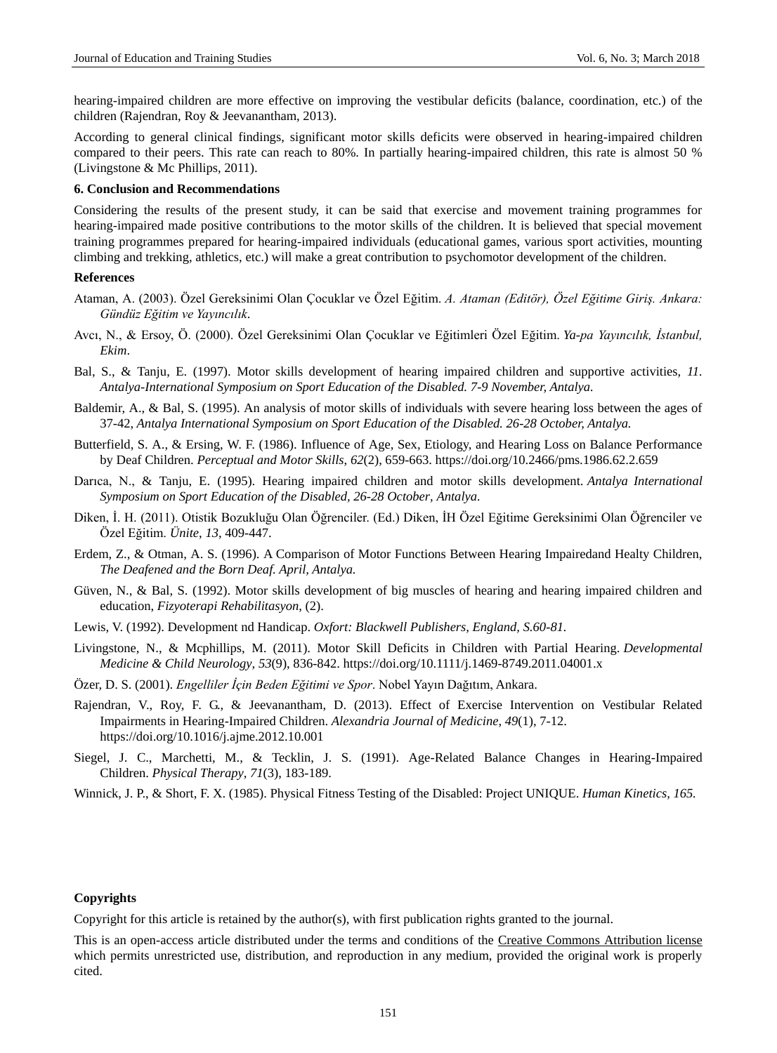hearing-impaired children are more effective on improving the vestibular deficits (balance, coordination, etc.) of the children (Rajendran, Roy & Jeevanantham, 2013).

According to general clinical findings, significant motor skills deficits were observed in hearing-impaired children compared to their peers. This rate can reach to 80%. In partially hearing-impaired children, this rate is almost 50 % (Livingstone & Mc Phillips, 2011).

### 6. Conclusion and Recommendations

Considering the results of the present study, it can be said that exercise and movement training programmes for hearing-impaired made positive contributions to the motor skills of the children. It is believed that special movement training programmes prepared for hearing-impaired individuals (educational games, various sport activities, mounting climbing and trekking, athletics, etc.) will make a great contribution to psychomotor development of the children.

### References

Ataman, A. (2003). Özel Gereksinimi Olan Çocuklar ve Özel Eğitim. *A. Ataman (Editör), Özel Eğitime Giriş. Ankara: Gündüz Eğitim ve Yayıncılık*.

Avcı, N., & Ersoy, Ö. (2000). Özel Gereksinimi Olan Çocuklar ve Eğitimleri Özel Eğitim. *Ya-pa Yayıncılık, İstanbul, Ekim*.

Bal, S., & Tanju, E. (1997). Motor skills development of hearing impaired children and supportive activities, *11. Antalya-International Symposium on Sport Education of the Disabled. 7-9 November, Antalya.*

Baldemir, A., & Bal, S. (1995). An analysis of motor skills of individuals with severe hearing loss between the ages of 37-42, *Antalya International Symposium on Sport Education of the Disabled. 26-28 October, Antalya.*

Butterfield, S. A., & Ersing, W. F. (1986). Influence of Age, Sex, Etiology, and Hearing Loss on Balance Performance by Deaf Children. *Perceptual and Motor Skills, 62*(2), 659-663. https://doi.org/10.2466/pms.1986.62.2.659

Darıca, N., & Tanju, E. (1995). Hearing impaired children and motor skills development. *Antalya International Symposium on Sport Education of the Disabled, 26-28 October, Antalya.*

Diken, İ. H. (2011). Otistik Bozukluğu Olan Öğrenciler. (Ed.) Diken, İH Özel Eğitime Gereksinimi Olan Öğrenciler ve Özel Eğitim. *Ünite, 13*, 409-447.

Erdem, Z., & Otman, A. S. (1996). A Comparison of Motor Functions Between Hearing Impairedand Healty Children, *The Deafened and the Born Deaf. April, Antalya.*

Güven, N., & Bal, S. (1992). Motor skills development of big muscles of hearing and hearing impaired children and education, *Fizyoterapi Rehabilitasyon*, (2).

Lewis, V. (1992). Development nd Handicap. *Oxfort: Blackwell Publishers, England, S.60-81.*

Livingstone, N., & Mcphillips, M. (2011). Motor Skill Deficits in Children with Partial Hearing. *Developmental Medicine & Child Neurology, 53*(9), 836-842. https://doi.org/10.1111/j.1469-8749.2011.04001.x

Özer, D. S. (2001). *Engelliler İçin Beden Eğitimi ve Spor*. Nobel Yayın Dağıtım, Ankara.

Rajendran, V., Roy, F. G., & Jeevanantham, D. (2013). Effect of Exercise Intervention on Vestibular Related Impairments in Hearing-Impaired Children. *Alexandria Journal of Medicine, 49*(1), 7-12. https://doi.org/10.1016/j.ajme.2012.10.001

Siegel, J. C., Marchetti, M., & Tecklin, J. S. (1991). Age-Related Balance Changes in Hearing-Impaired Children. *Physical Therapy, 71*(3), 183-189.

Winnick, J. P., & Short, F. X. (1985). Physical Fitness Testing of the Disabled: Project UNIQUE. *Human Kinetics, 165.*

### Copyrights

Copyright for this article is retained by the author(s), with first publication rights granted to the journal.

This is an open-access article distributed under the terms and conditions of the Creative Commons Attribution license which permits unrestricted use, distribution, and reproduction in any medium, provided the original work is properly cited.